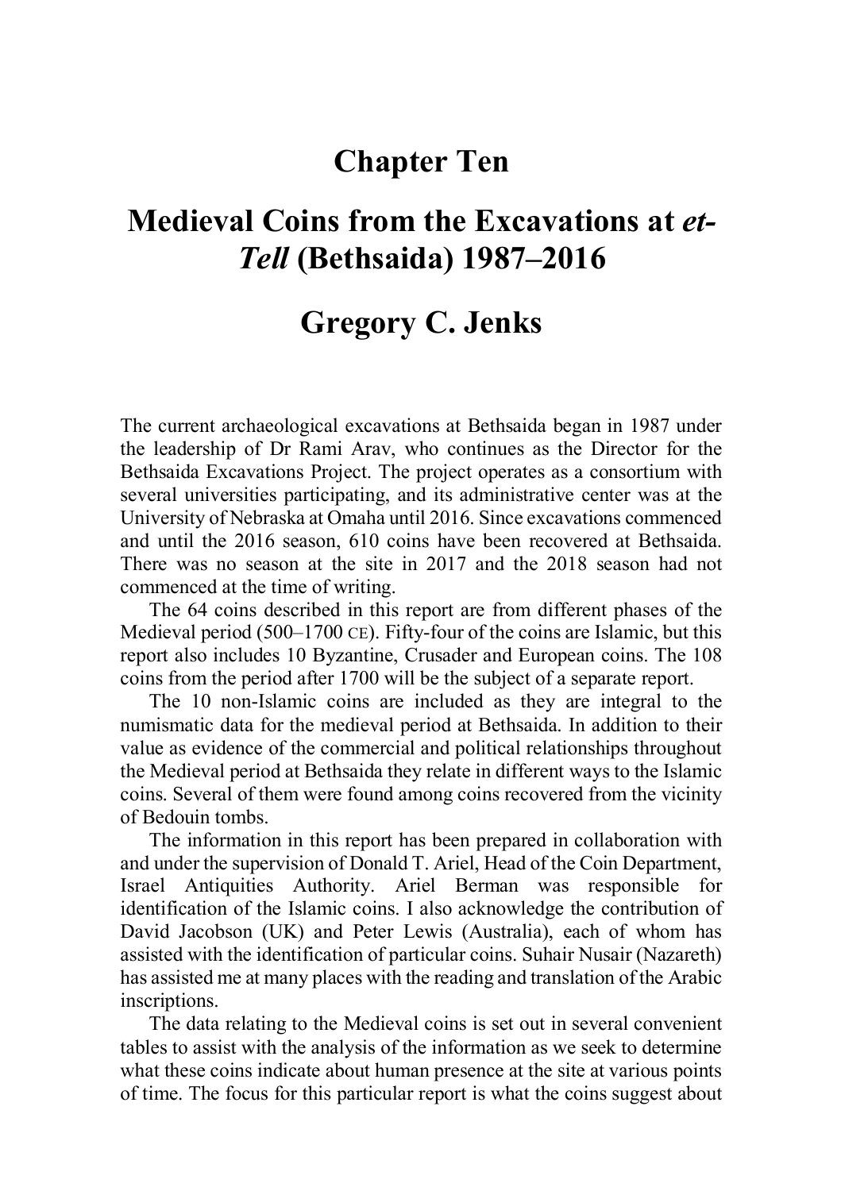# Chapter Ten

# Medieval Coins from the Excavations at *et-Tell* (Bethsaida) 1987–2016

## Gregory C. Jenks

The current archaeological excavations at Bethsaida began in 1987 under the leadership of Dr Rami Arav, who continues as the Director for the Bethsaida Excavations Project. The project operates as a consortium with several universities participating, and its administrative center was at the University of Nebraska at Omaha until 2016. Since excavations commenced and until the 2016 season, 610 coins have been recovered at Bethsaida. There was no season at the site in 2017 and the 2018 season had not commenced at the time of writing.

The 64 coins described in this report are from different phases of the Medieval period (500–1700 CE). Fifty-four of the coins are Islamic, but this report also includes 10 Byzantine, Crusader and European coins. The 108 coins from the period after 1700 will be the subject of a separate report.

The 10 non-Islamic coins are included as they are integral to the numismatic data for the medieval period at Bethsaida. In addition to their value as evidence of the commercial and political relationships throughout the Medieval period at Bethsaida they relate in different ways to the Islamic coins. Several of them were found among coins recovered from the vicinity of Bedouin tombs.

The information in this report has been prepared in collaboration with and under the supervision of Donald T. Ariel, Head of the Coin Department, Israel Antiquities Authority. Ariel Berman was responsible for identification of the Islamic coins. I also acknowledge the contribution of David Jacobson (UK) and Peter Lewis (Australia), each of whom has assisted with the identification of particular coins. Suhair Nusair (Nazareth) has assisted me at many places with the reading and translation of the Arabic inscriptions.

The data relating to the Medieval coins is set out in several convenient tables to assist with the analysis of the information as we seek to determine what these coins indicate about human presence at the site at various points of time. The focus for this particular report is what the coins suggest about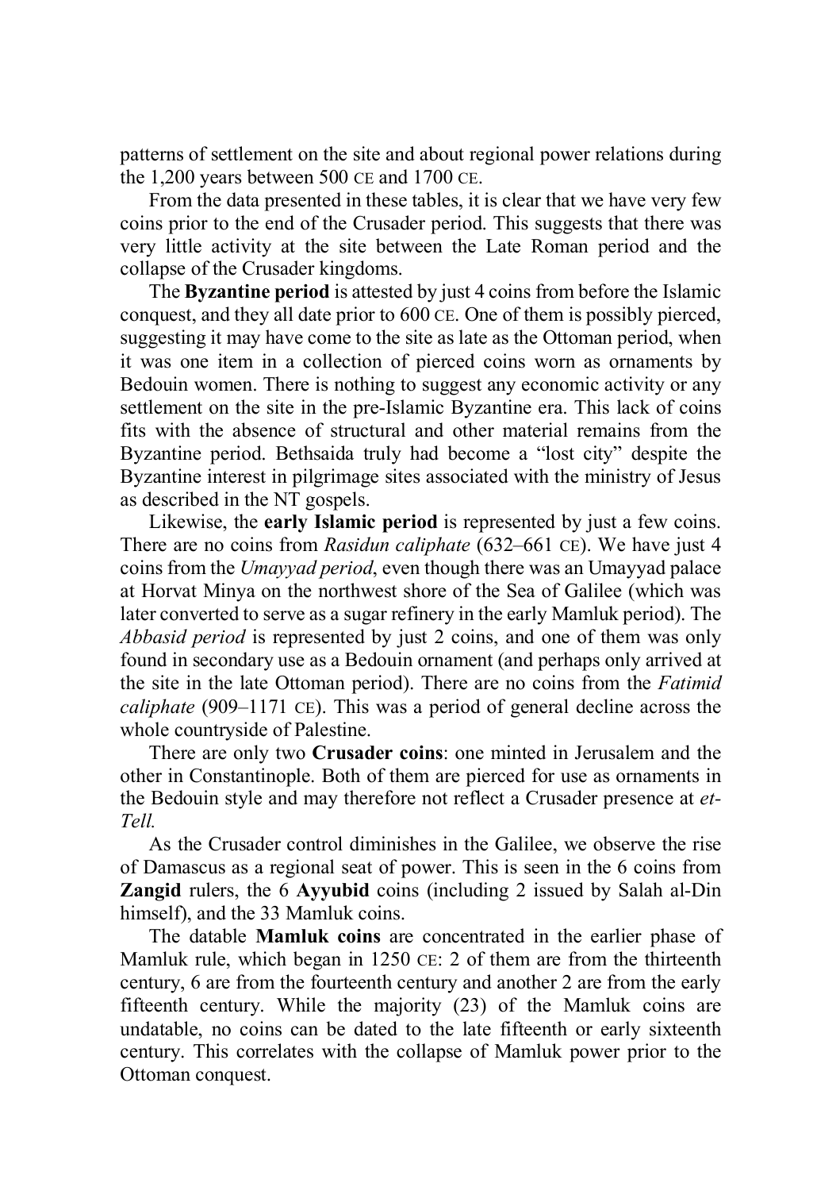patterns of settlement on the site and about regional power relations during the 1,200 years between 500 CE and 1700 CE.

From the data presented in these tables, it is clear that we have very few coins prior to the end of the Crusader period. This suggests that there was very little activity at the site between the Late Roman period and the collapse of the Crusader kingdoms.

The **Byzantine period** is attested by just 4 coins from before the Islamic conquest, and they all date prior to 600 CE. One of them is possibly pierced, suggesting it may have come to the site as late as the Ottoman period, when it was one item in a collection of pierced coins worn as ornaments by Bedouin women. There is nothing to suggest any economic activity or any settlement on the site in the pre-Islamic Byzantine era. This lack of coins fits with the absence of structural and other material remains from the Byzantine period. Bethsaida truly had become a "lost city" despite the Byzantine interest in pilgrimage sites associated with the ministry of Jesus as described in the NT gospels.

Likewise, the **early Islamic period** is represented by just a few coins. There are no coins from *Rasidun caliphate* (632–661 CE). We have just 4 coins from the *Umayyad period*, even though there was an Umayyad palace at Horvat Minya on the northwest shore of the Sea of Galilee (which was later converted to serve as a sugar refinery in the early Mamluk period). The *Abbasid period* is represented by just 2 coins, and one of them was only found in secondary use as a Bedouin ornament (and perhaps only arrived at the site in the late Ottoman period). There are no coins from the *Fatimid caliphate* (909–1171 CE). This was a period of general decline across the whole countryside of Palestine.

There are only two **Crusader coins**: one minted in Jerusalem and the other in Constantinople. Both of them are pierced for use as ornaments in the Bedouin style and may therefore not reflect a Crusader presence at *et-Tell.*

As the Crusader control diminishes in the Galilee, we observe the rise of Damascus as a regional seat of power. This is seen in the 6 coins from **Zangid** rulers, the 6 **Ayyubid** coins (including 2 issued by Salah al-Din himself), and the 33 Mamluk coins.

The datable **Mamluk coins** are concentrated in the earlier phase of Mamluk rule, which began in 1250 CE: 2 of them are from the thirteenth century, 6 are from the fourteenth century and another 2 are from the early fifteenth century. While the majority (23) of the Mamluk coins are undatable, no coins can be dated to the late fifteenth or early sixteenth century. This correlates with the collapse of Mamluk power prior to the Ottoman conquest.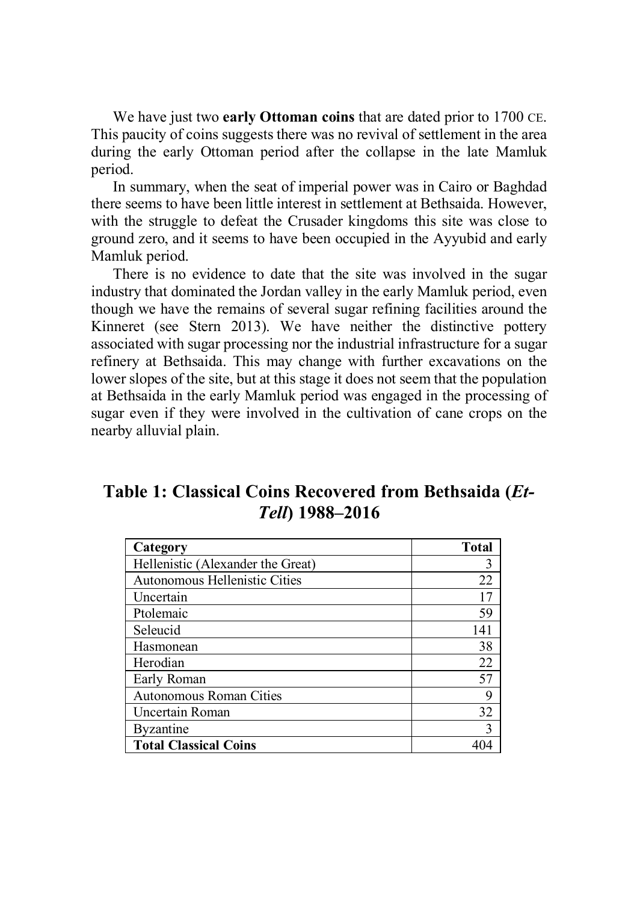We have just two **early Ottoman coins** that are dated prior to 1700 CE. This paucity of coins suggests there was no revival of settlement in the area during the early Ottoman period after the collapse in the late Mamluk period.

In summary, when the seat of imperial power was in Cairo or Baghdad there seems to have been little interest in settlement at Bethsaida. However, with the struggle to defeat the Crusader kingdoms this site was close to ground zero, and it seems to have been occupied in the Ayyubid and early Mamluk period.

There is no evidence to date that the site was involved in the sugar industry that dominated the Jordan valley in the early Mamluk period, even though we have the remains of several sugar refining facilities around the Kinneret (see Stern 2013). We have neither the distinctive pottery associated with sugar processing nor the industrial infrastructure for a sugar refinery at Bethsaida. This may change with further excavations on the lower slopes of the site, but at this stage it does not seem that the population at Bethsaida in the early Mamluk period was engaged in the processing of sugar even if they were involved in the cultivation of cane crops on the nearby alluvial plain.

## Table 1: Classical Coins Recovered from Bethsaida (*Et-Tell*) 1988–2016

| Category | Total |
|---|---:|
| Hellenistic (Alexander the Great) | 3 |
| Autonomous Hellenistic Cities | 22 |
| Uncertain | 17 |
| Ptolemaic | 59 |
| Seleucid | 141 |
| Hasmonean | 38 |
| Herodian | 22 |
| Early Roman | 57 |
| Autonomous Roman Cities | 9 |
| Uncertain Roman | 32 |
| Byzantine | 3 |
| **Total Classical Coins** | 404 |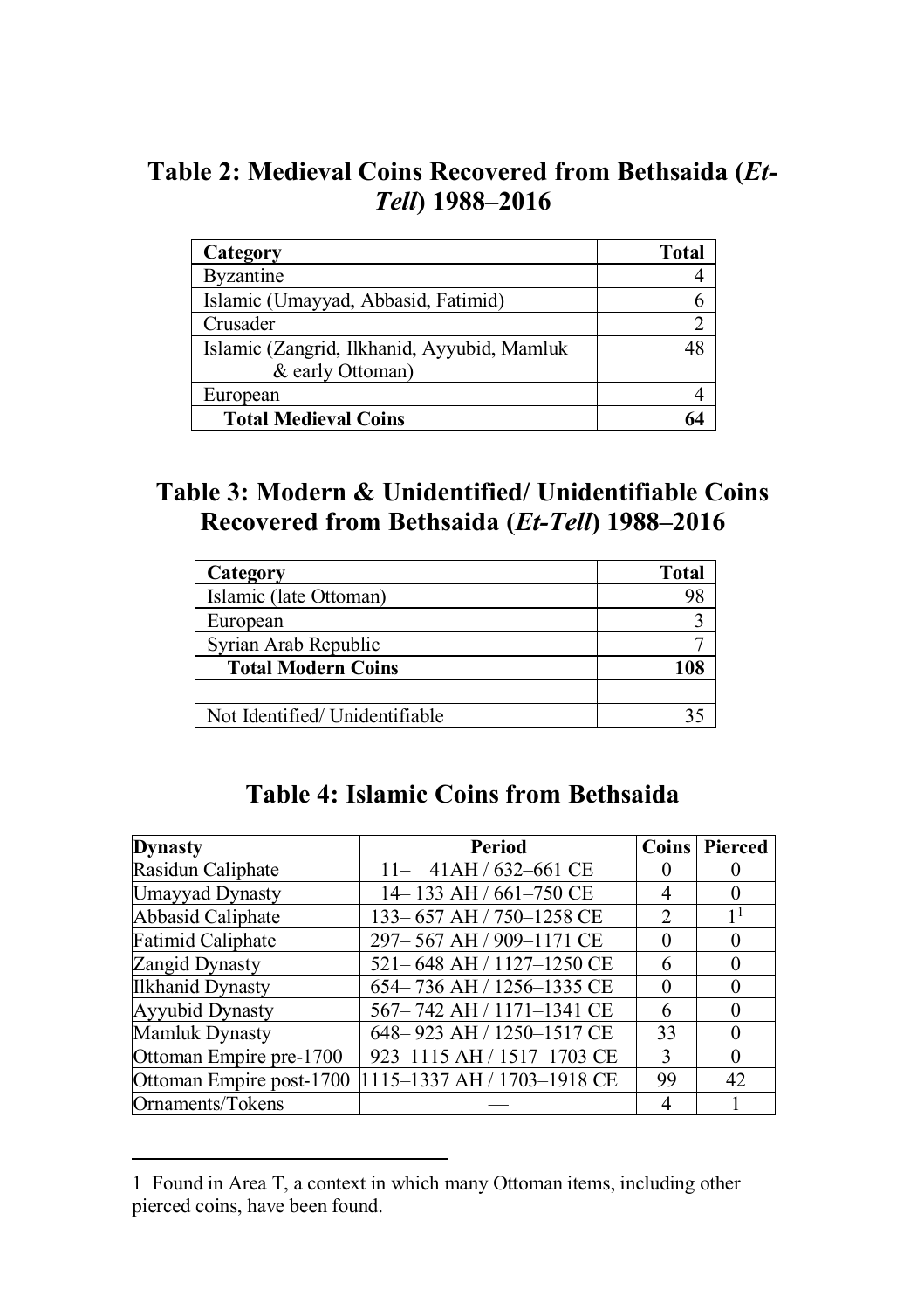## Table 2: Medieval Coins Recovered from Bethsaida (*Et-Tell*) 1988–2016

| Category | Total |
|---|---|
| Byzantine | 4 |
| Islamic (Umayyad, Abbasid, Fatimid) | 6 |
| Crusader | 2 |
| Islamic (Zangrid, Ilkhanid, Ayyubid, Mamluk & early Ottoman) | 48 |
| European | 4 |
| **Total Medieval Coins** | **64** |

## Table 3: Modern & Unidentified/ Unidentifiable Coins Recovered from Bethsaida (*Et-Tell*) 1988–2016

| Category | Total |
|---|---|
| Islamic (late Ottoman) | 98 |
| European | 3 |
| Syrian Arab Republic | 7 |
| **Total Modern Coins** | **108** |
| | |
| Not Identified/ Unidentifiable | 35 |

## Table 4: Islamic Coins from Bethsaida

| Dynasty | Period | Coins | Pierced |
|---|---|---|---|
| Rasidun Caliphate | 11– 41AH / 632–661 CE | 0 | 0 |
| Umayyad Dynasty | 14– 133 AH / 661–750 CE | 4 | 0 |
| Abbasid Caliphate | 133– 657 AH / 750–1258 CE | 2 | 1[1] |
| Fatimid Caliphate | 297– 567 AH / 909–1171 CE | 0 | 0 |
| Zangid Dynasty | 521– 648 AH / 1127–1250 CE | 6 | 0 |
| Ilkhanid Dynasty | 654– 736 AH / 1256–1335 CE | 0 | 0 |
| Ayyubid Dynasty | 567– 742 AH / 1171–1341 CE | 6 | 0 |
| Mamluk Dynasty | 648– 923 AH / 1250–1517 CE | 33 | 0 |
| Ottoman Empire pre-1700 | 923–1115 AH / 1517–1703 CE | 3 | 0 |
| Ottoman Empire post-1700 | 1115–1337 AH / 1703–1918 CE | 99 | 42 |
| Ornaments/Tokens | — | 4 | 1 |

1 Found in Area T, a context in which many Ottoman items, including other pierced coins, have been found.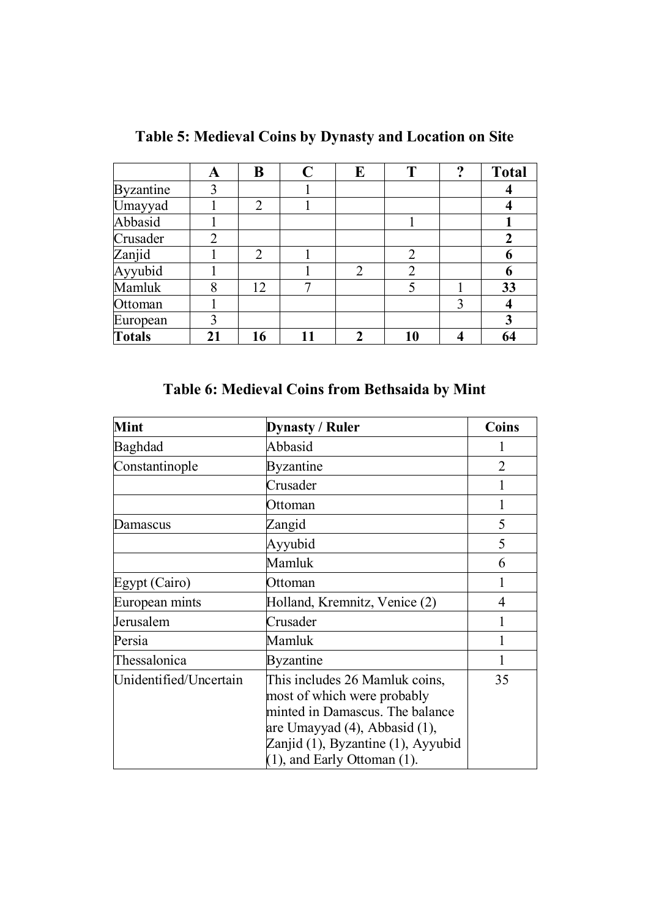**Table 5: Medieval Coins by Dynasty and Location on Site**

| | A | B | C | E | T | ? | Total |
|---|---|---|---|---|---|---|---|
| Byzantine | 3 | | 1 | | | | **4** |
| Umayyad | 1 | 2 | 1 | | | | **4** |
| Abbasid | 1 | | | | 1 | | **1** |
| Crusader | 2 | | | | | | **2** |
| Zanjid | 1 | 2 | 1 | | 2 | | **6** |
| Ayyubid | 1 | | 1 | 2 | 2 | | **6** |
| Mamluk | 8 | 12 | 7 | | 5 | 1 | **33** |
| Ottoman | 1 | | | | | 3 | **4** |
| European | 3 | | | | | | **3** |
| **Totals** | **21** | **16** | **11** | **2** | **10** | **4** | **64** |

**Table 6: Medieval Coins from Bethsaida by Mint**

| Mint | Dynasty / Ruler | Coins |
|---|---|---|
| Baghdad | Abbasid | 1 |
| Constantinople | Byzantine | 2 |
| | Crusader | 1 |
| | Ottoman | 1 |
| Damascus | Zangid | 5 |
| | Ayyubid | 5 |
| | Mamluk | 6 |
| Egypt (Cairo) | Ottoman | 1 |
| European mints | Holland, Kremnitz, Venice (2) | 4 |
| Jerusalem | Crusader | 1 |
| Persia | Mamluk | 1 |
| Thessalonica | Byzantine | 1 |
| Unidentified/Uncertain | This includes 26 Mamluk coins, most of which were probably minted in Damascus. The balance are Umayyad (4), Abbasid (1), Zanjid (1), Byzantine (1), Ayyubid (1), and Early Ottoman (1). | 35 |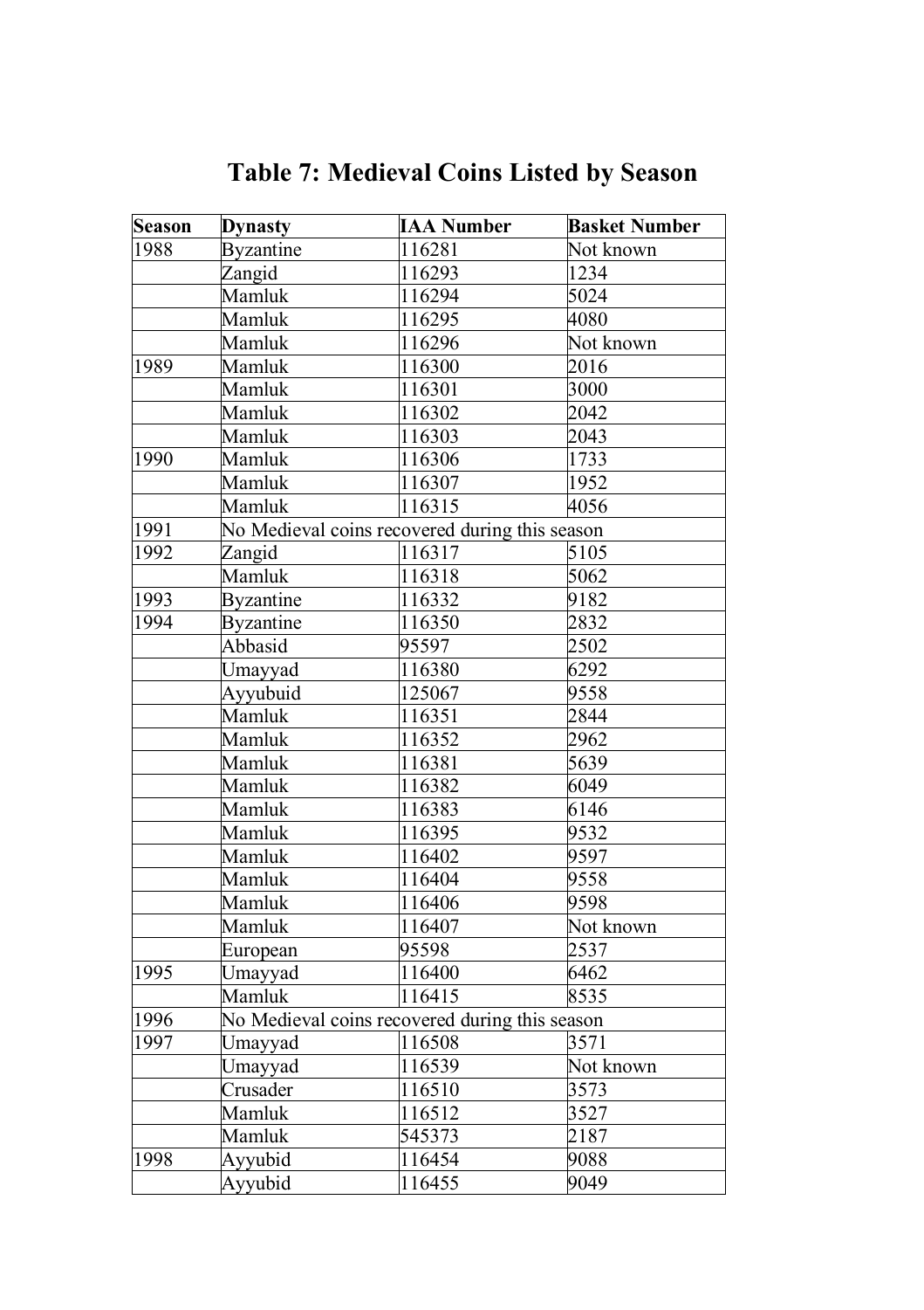# Table 7: Medieval Coins Listed by Season

| Season | Dynasty | IAA Number | Basket Number |
|---|---|---|---|
| 1988 | Byzantine | 116281 | Not known |
| | Zangid | 116293 | 1234 |
| | Mamluk | 116294 | 5024 |
| | Mamluk | 116295 | 4080 |
| | Mamluk | 116296 | Not known |
| 1989 | Mamluk | 116300 | 2016 |
| | Mamluk | 116301 | 3000 |
| | Mamluk | 116302 | 2042 |
| | Mamluk | 116303 | 2043 |
| 1990 | Mamluk | 116306 | 1733 |
| | Mamluk | 116307 | 1952 |
| | Mamluk | 116315 | 4056 |
| 1991 | No Medieval coins recovered during this season | | |
| 1992 | Zangid | 116317 | 5105 |
| | Mamluk | 116318 | 5062 |
| 1993 | Byzantine | 116332 | 9182 |
| 1994 | Byzantine | 116350 | 2832 |
| | Abbasid | 95597 | 2502 |
| | Umayyad | 116380 | 6292 |
| | Ayyubuid | 125067 | 9558 |
| | Mamluk | 116351 | 2844 |
| | Mamluk | 116352 | 2962 |
| | Mamluk | 116381 | 5639 |
| | Mamluk | 116382 | 6049 |
| | Mamluk | 116383 | 6146 |
| | Mamluk | 116395 | 9532 |
| | Mamluk | 116402 | 9597 |
| | Mamluk | 116404 | 9558 |
| | Mamluk | 116406 | 9598 |
| | Mamluk | 116407 | Not known |
| | European | 95598 | 2537 |
| 1995 | Umayyad | 116400 | 6462 |
| | Mamluk | 116415 | 8535 |
| 1996 | No Medieval coins recovered during this season | | |
| 1997 | Umayyad | 116508 | 3571 |
| | Umayyad | 116539 | Not known |
| | Crusader | 116510 | 3573 |
| | Mamluk | 116512 | 3527 |
| | Mamluk | 545373 | 2187 |
| 1998 | Ayyubid | 116454 | 9088 |
| | Ayyubid | 116455 | 9049 |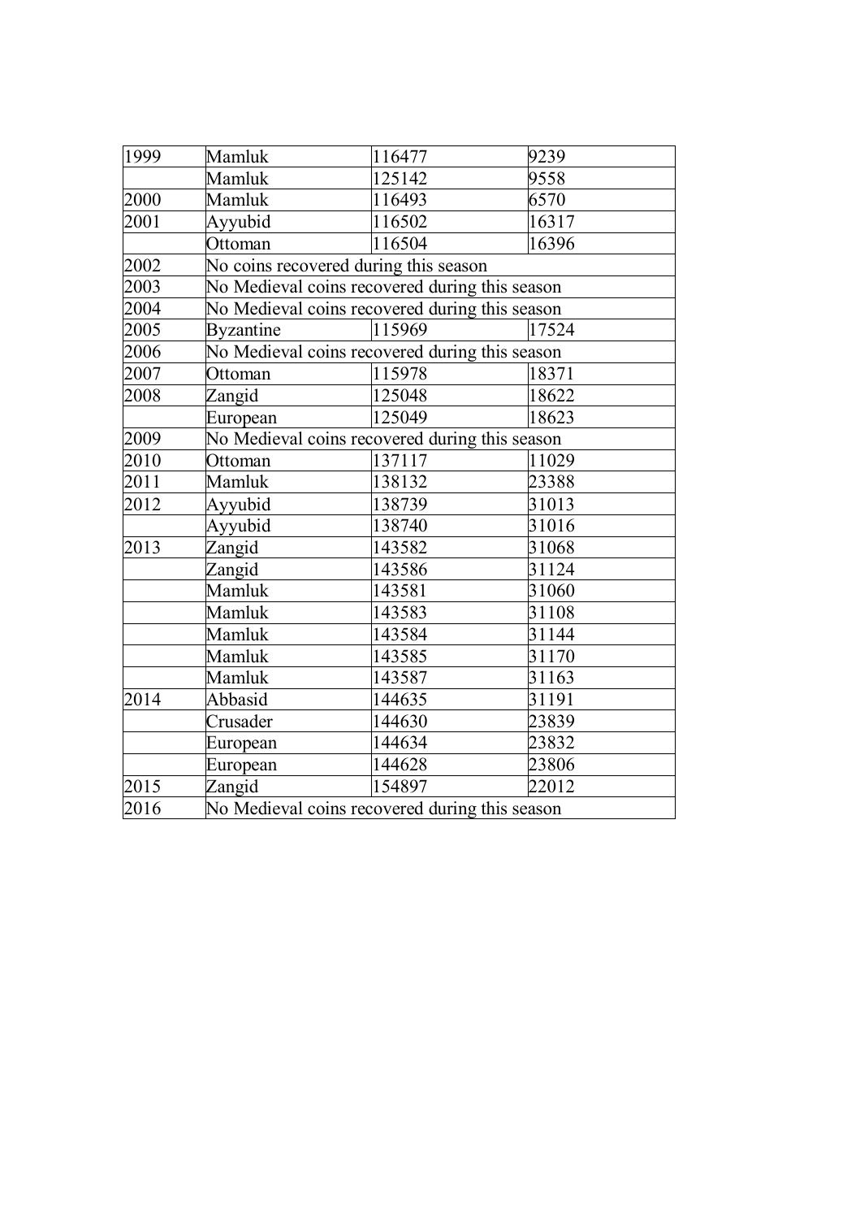| 1999 | Mamluk | 116477 | 9239 |
|---|---|---|---|
| | Mamluk | 125142 | 9558 |
| 2000 | Mamluk | 116493 | 6570 |
| 2001 | Ayyubid | 116502 | 16317 |
| | Ottoman | 116504 | 16396 |
| 2002 | No coins recovered during this season | | |
| 2003 | No Medieval coins recovered during this season | | |
| 2004 | No Medieval coins recovered during this season | | |
| 2005 | Byzantine | 115969 | 17524 |
| 2006 | No Medieval coins recovered during this season | | |
| 2007 | Ottoman | 115978 | 18371 |
| 2008 | Zangid | 125048 | 18622 |
| | European | 125049 | 18623 |
| 2009 | No Medieval coins recovered during this season | | |
| 2010 | Ottoman | 137117 | 11029 |
| 2011 | Mamluk | 138132 | 23388 |
| 2012 | Ayyubid | 138739 | 31013 |
| | Ayyubid | 138740 | 31016 |
| 2013 | Zangid | 143582 | 31068 |
| | Zangid | 143586 | 31124 |
| | Mamluk | 143581 | 31060 |
| | Mamluk | 143583 | 31108 |
| | Mamluk | 143584 | 31144 |
| | Mamluk | 143585 | 31170 |
| | Mamluk | 143587 | 31163 |
| 2014 | Abbasid | 144635 | 31191 |
| | Crusader | 144630 | 23839 |
| | European | 144634 | 23832 |
| | European | 144628 | 23806 |
| 2015 | Zangid | 154897 | 22012 |
| 2016 | No Medieval coins recovered during this season | | |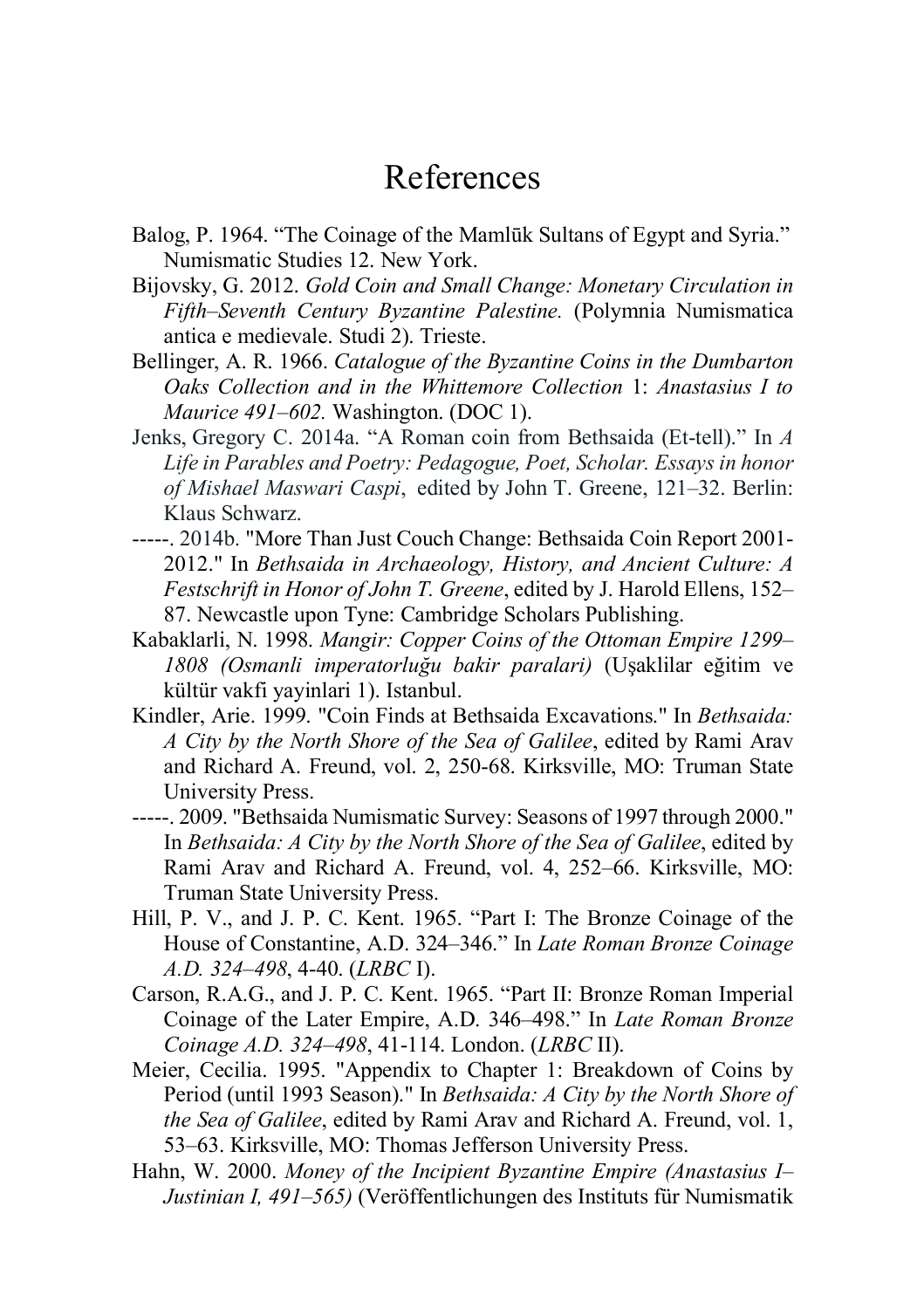# References

Balog, P. 1964. "The Coinage of the Mamlūk Sultans of Egypt and Syria." Numismatic Studies 12. New York.

Bijovsky, G. 2012. *Gold Coin and Small Change: Monetary Circulation in Fifth–Seventh Century Byzantine Palestine.* (Polymnia Numismatica antica e medievale. Studi 2). Trieste.

Bellinger, A. R. 1966. *Catalogue of the Byzantine Coins in the Dumbarton Oaks Collection and in the Whittemore Collection* 1: *Anastasius I to Maurice 491–602.* Washington. (DOC 1).

Jenks, Gregory C. 2014a. "A Roman coin from Bethsaida (Et-tell)." In *A Life in Parables and Poetry: Pedagogue, Poet, Scholar. Essays in honor of Mishael Maswari Caspi*, edited by John T. Greene, 121–32. Berlin: Klaus Schwarz.

-----. 2014b. "More Than Just Couch Change: Bethsaida Coin Report 2001-2012." In *Bethsaida in Archaeology, History, and Ancient Culture: A Festschrift in Honor of John T. Greene*, edited by J. Harold Ellens, 152–87. Newcastle upon Tyne: Cambridge Scholars Publishing.

Kabaklarli, N. 1998. *Mangir: Copper Coins of the Ottoman Empire 1299–1808 (Osmanli imperatorluğu bakir paralari)* (Uşaklilar eğitim ve kültür vakfi yayinlari 1). Istanbul.

Kindler, Arie. 1999. "Coin Finds at Bethsaida Excavations." In *Bethsaida: A City by the North Shore of the Sea of Galilee*, edited by Rami Arav and Richard A. Freund, vol. 2, 250-68. Kirksville, MO: Truman State University Press.

-----. 2009. "Bethsaida Numismatic Survey: Seasons of 1997 through 2000." In *Bethsaida: A City by the North Shore of the Sea of Galilee*, edited by Rami Arav and Richard A. Freund, vol. 4, 252–66. Kirksville, MO: Truman State University Press.

Hill, P. V., and J. P. C. Kent. 1965. "Part I: The Bronze Coinage of the House of Constantine, A.D. 324–346." In *Late Roman Bronze Coinage A.D. 324–498*, 4-40. (*LRBC* I).

Carson, R.A.G., and J. P. C. Kent. 1965. "Part II: Bronze Roman Imperial Coinage of the Later Empire, A.D. 346–498." In *Late Roman Bronze Coinage A.D. 324–498*, 41-114. London. (*LRBC* II).

Meier, Cecilia. 1995. "Appendix to Chapter 1: Breakdown of Coins by Period (until 1993 Season)." In *Bethsaida: A City by the North Shore of the Sea of Galilee*, edited by Rami Arav and Richard A. Freund, vol. 1, 53–63. Kirksville, MO: Thomas Jefferson University Press.

Hahn, W. 2000. *Money of the Incipient Byzantine Empire (Anastasius I–Justinian I, 491–565)* (Veröffentlichungen des Instituts für Numismatik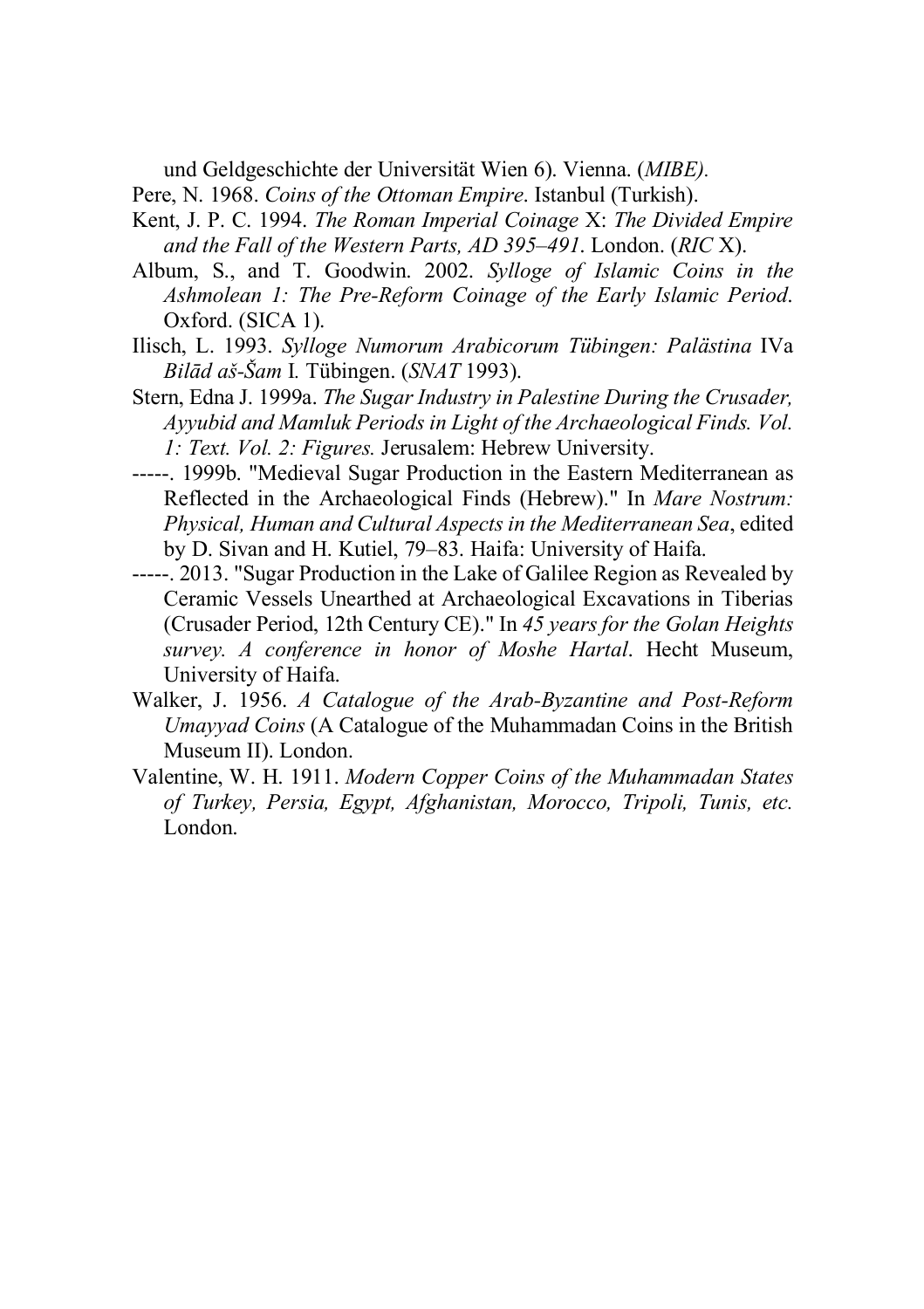und Geldgeschichte der Universität Wien 6). Vienna. (*MIBE)*.

Pere, N. 1968. *Coins of the Ottoman Empire*. Istanbul (Turkish).

Kent, J. P. C. 1994. *The Roman Imperial Coinage* X: *The Divided Empire and the Fall of the Western Parts, AD 395–491*. London. (*RIC* X).

Album, S., and T. Goodwin. 2002. *Sylloge of Islamic Coins in the Ashmolean 1: The Pre-Reform Coinage of the Early Islamic Period*. Oxford. (SICA 1).

Ilisch, L. 1993. *Sylloge Numorum Arabicorum Tübingen: Palästina* IVa *Bilād aš-Šam* I. Tübingen. (*SNAT* 1993).

Stern, Edna J. 1999a. *The Sugar Industry in Palestine During the Crusader, Ayyubid and Mamluk Periods in Light of the Archaeological Finds. Vol. 1: Text. Vol. 2: Figures.* Jerusalem: Hebrew University.

-----. 1999b. "Medieval Sugar Production in the Eastern Mediterranean as Reflected in the Archaeological Finds (Hebrew)." In *Mare Nostrum: Physical, Human and Cultural Aspects in the Mediterranean Sea*, edited by D. Sivan and H. Kutiel, 79–83. Haifa: University of Haifa.

-----. 2013. "Sugar Production in the Lake of Galilee Region as Revealed by Ceramic Vessels Unearthed at Archaeological Excavations in Tiberias (Crusader Period, 12th Century CE)." In *45 years for the Golan Heights survey. A conference in honor of Moshe Hartal*. Hecht Museum, University of Haifa.

Walker, J. 1956. *A Catalogue of the Arab-Byzantine and Post-Reform Umayyad Coins* (A Catalogue of the Muhammadan Coins in the British Museum II). London.

Valentine, W. H. 1911. *Modern Copper Coins of the Muhammadan States of Turkey, Persia, Egypt, Afghanistan, Morocco, Tripoli, Tunis, etc.* London.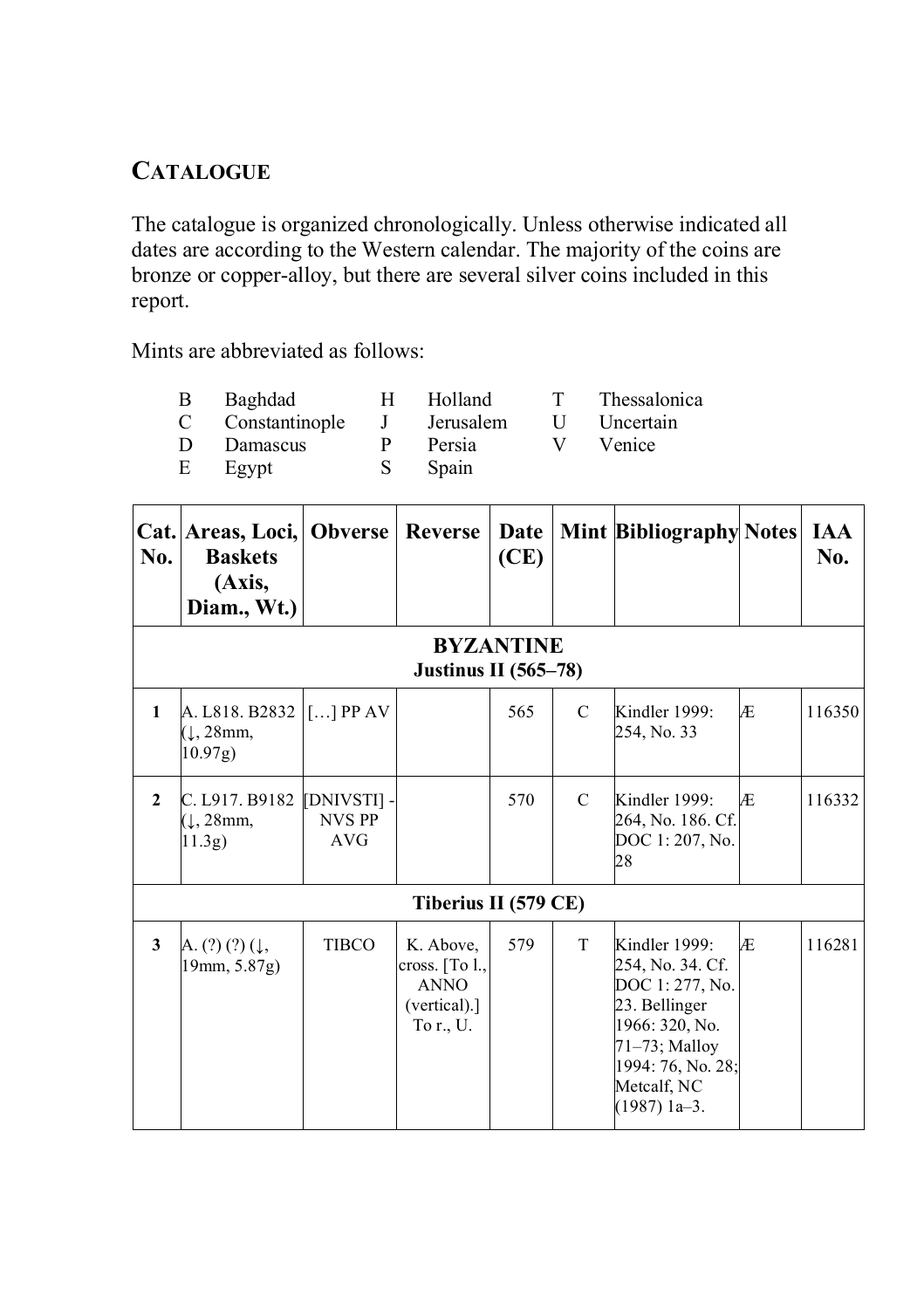## CATALOGUE

The catalogue is organized chronologically. Unless otherwise indicated all dates are according to the Western calendar. The majority of the coins are bronze or copper-alloy, but there are several silver coins included in this report.

Mints are abbreviated as follows:

| | | | | | |
|---|---|---|---|---|---|
| B | Baghdad | H | Holland | T | Thessalonica |
| C | Constantinople | J | Jerusalem | U | Uncertain |
| D | Damascus | P | Persia | V | Venice |
| E | Egypt | S | Spain | | |

| Cat. No. | Areas, Loci, Baskets (Axis, Diam., Wt.) | Obverse | Reverse | Date (CE) | Mint | Bibliography | Notes | IAA No. |
|---|---|---|---|---|---|---|---|---|
| **BYZANTINE** **Justinus II (565–78)** | | | | | | | | |
| **1** | A. L818. B2832 (↓, 28mm, 10.97g) | […] PP AV | | 565 | C | Kindler 1999: 254, No. 33 | Æ | 116350 |
| **2** | C. L917. B9182 (↓, 28mm, 11.3g) | [DNIVSTI] - NVS PP AVG | | 570 | C | Kindler 1999: 264, No. 186. Cf. DOC 1: 207, No. 28 | Æ | 116332 |
| **Tiberius II (579 CE)** | | | | | | | | |
| **3** | A. (?) (?) (↓, 19mm, 5.87g) | TIBCO | K. Above, cross. [To l., ANNO (vertical).] To r., U. | 579 | T | Kindler 1999: 254, No. 34. Cf. DOC 1: 277, No. 23. Bellinger 1966: 320, No. 71–73; Malloy 1994: 76, No. 28; Metcalf, NC (1987) 1a–3. | Æ | 116281 |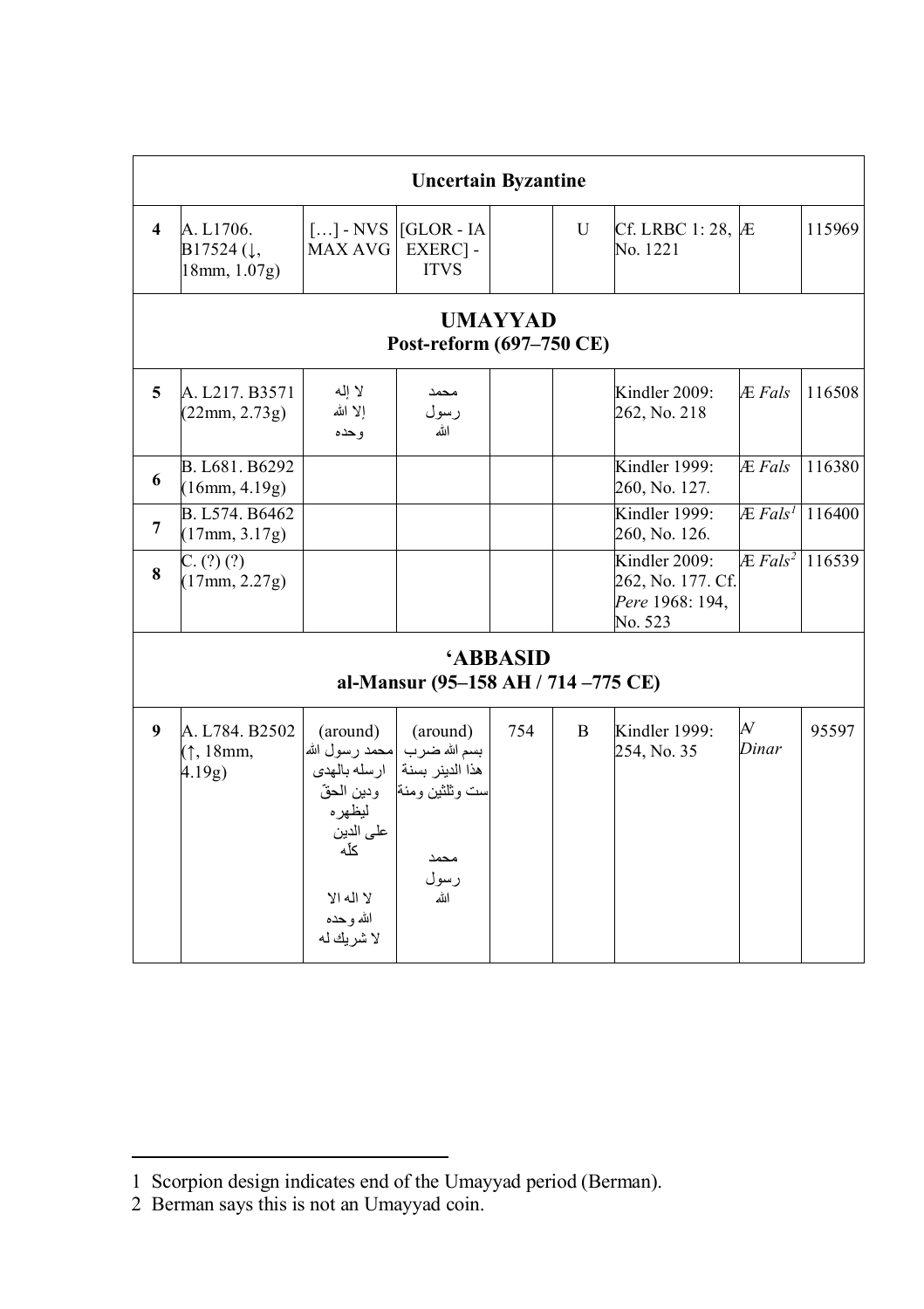| | | | | | | | | |
|---|---|---|---|---|---|---|---|---|
| **Uncertain Byzantine** | | | | | | | | |
| **4** | A. L1706. B17524 (↓, 18mm, 1.07g) | […] - NVS MAX AVG | [GLOR - IA EXERC] - ITVS | | U | Cf. LRBC 1: 28, No. 1221 | Æ | 115969 |
| **UMAYYAD Post-reform (697–750 CE)** | | | | | | | | |
| **5** | A. L217. B3571 (22mm, 2.73g) | لا إله إلا الله وحده | محمد رسول الله | | | Kindler 2009: 262, No. 218 | Æ *Fals* | 116508 |
| **6** | B. L681. B6292 (16mm, 4.19g) | | | | | Kindler 1999: 260, No. 127. | Æ *Fals* | 116380 |
| **7** | B. L574. B6462 (17mm, 3.17g) | | | | | Kindler 1999: 260, No. 126. | Æ *Fals*[1] | 116400 |
| **8** | C. (?) (?) (17mm, 2.27g) | | | | | Kindler 2009: 262, No. 177. Cf. *Pere* 1968: 194, No. 523 | Æ *Fals*[2] | 116539 |
| **'ABBASID al-Mansur (95–158 AH / 714 –775 CE)** | | | | | | | | |
| **9** | A. L784. B2502 (↑, 18mm, 4.19g) | (around) محمد رسول الله ارسله بالهدى ودين الحقّ ليظهره على الدين كلّه لا اله الا الله وحده لا شريك له | (around) بسم الله ضرب هذا الدينر بسنة ست وثلثين ومئة محمد رسول الله | 754 | B | Kindler 1999: 254, No. 35 | *AV Dinar* | 95597 |

1 Scorpion design indicates end of the Umayyad period (Berman).

2 Berman says this is not an Umayyad coin.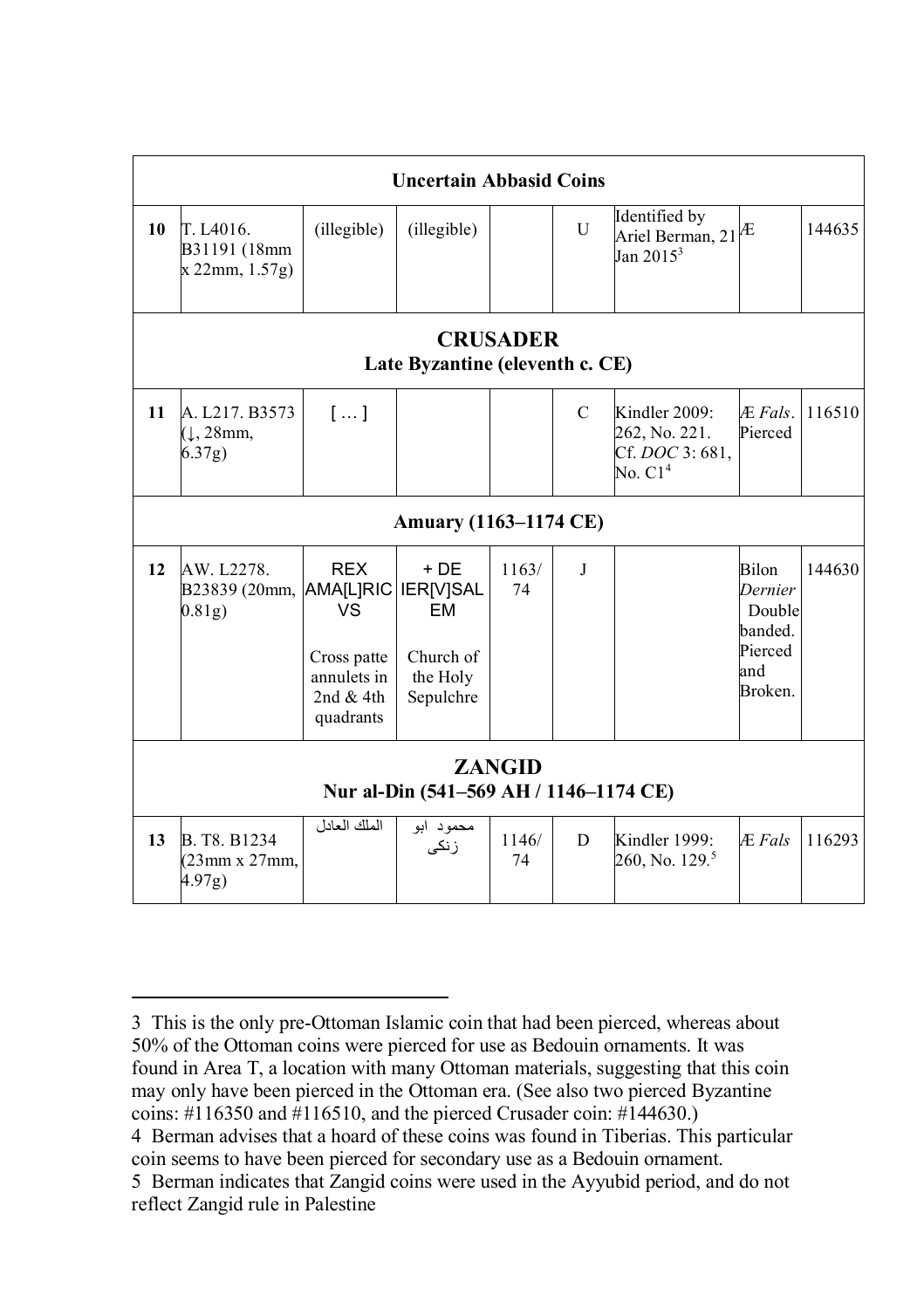| | | | | | | | | |
|---|---|---|---|---|---|---|---|---|
| **Uncertain Abbasid Coins** | | | | | | | | |
| 10 | T. L4016. B31191 (18mm x 22mm, 1.57g) | (illegible) | (illegible) | | U | Identified by Ariel Berman, 21 Jan 2015[3] | Æ | 144635 |
| **CRUSADER** Late Byzantine (eleventh c. CE) | | | | | | | | |
| 11 | A. L217. B3573 (↓, 28mm, 6.37g) | [ … ] | | | C | Kindler 2009: 262, No. 221. Cf. *DOC* 3: 681, No. C1[4] | Æ *Fals*. Pierced | 116510 |
| **Amuary (1163–1174 CE)** | | | | | | | | |
| 12 | AW. L2278. B23839 (20mm, 0.81g) | REX AMA[L]RIC VS<br><br>Cross patte annulets in 2nd & 4th quadrants | + DE IER[V]SAL EM<br><br>Church of the Holy Sepulchre | 1163/74 | J | | Bilon *Dernier* Double banded. Pierced and Broken. | 144630 |
| **ZANGID** Nur al-Din (541–569 AH / 1146–1174 CE) | | | | | | | | |
| 13 | B. T8. B1234 (23mm x 27mm, 4.97g) | الملك العادل | محمود ابو زنكى | 1146/74 | D | Kindler 1999: 260, No. 129.[5] | Æ *Fals* | 116293 |

3 This is the only pre-Ottoman Islamic coin that had been pierced, whereas about 50% of the Ottoman coins were pierced for use as Bedouin ornaments. It was found in Area T, a location with many Ottoman materials, suggesting that this coin may only have been pierced in the Ottoman era. (See also two pierced Byzantine coins: #116350 and #116510, and the pierced Crusader coin: #144630.)

4 Berman advises that a hoard of these coins was found in Tiberias. This particular coin seems to have been pierced for secondary use as a Bedouin ornament.

5 Berman indicates that Zangid coins were used in the Ayyubid period, and do not reflect Zangid rule in Palestine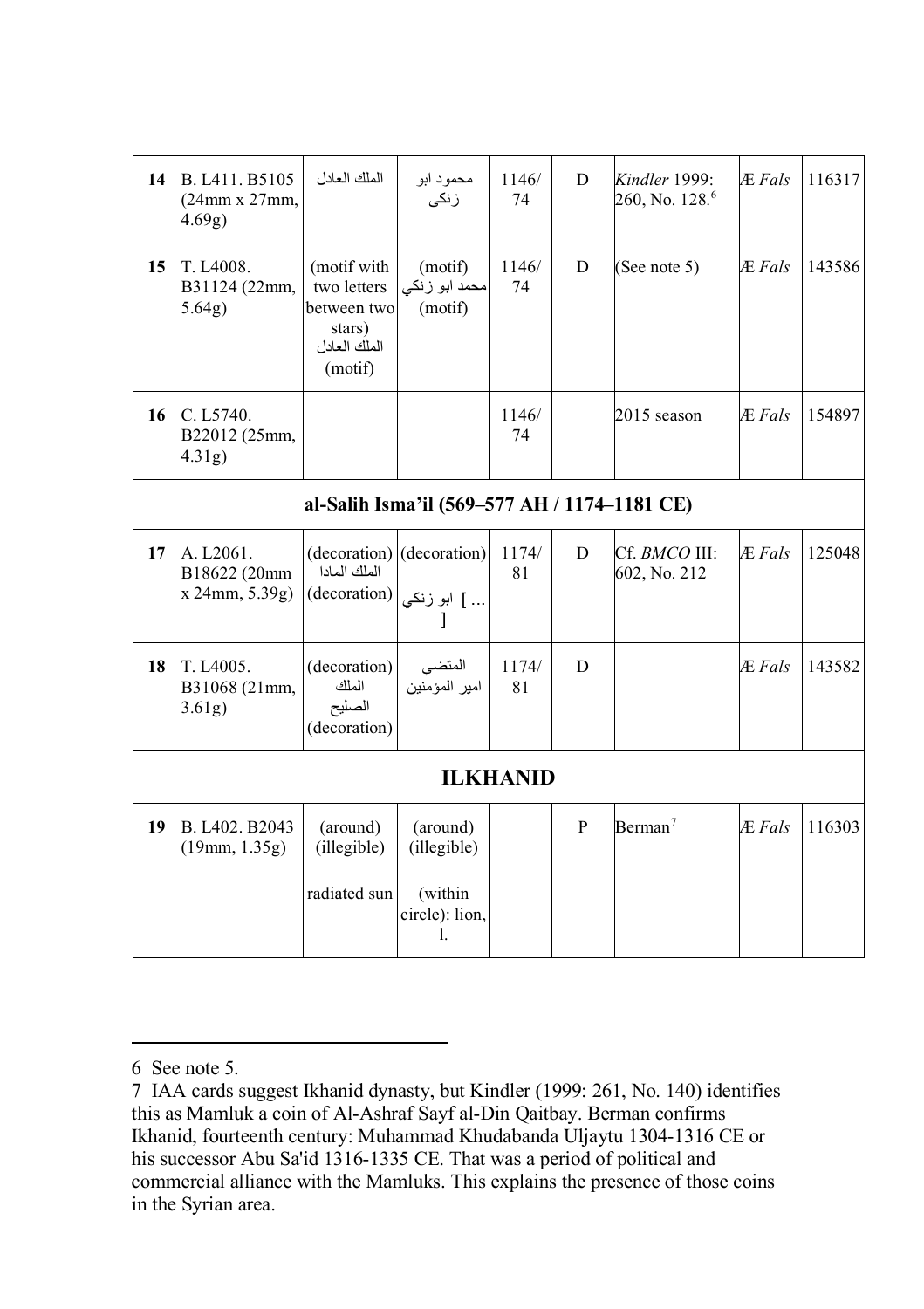| 14 | B. L411. B5105 (24mm x 27mm, 4.69g) | الملك العادل | محمود ابو زنكى | 1146/74 | D | *Kindler* 1999: 260, No. 128.[6] | Æ *Fals* | 116317 |
|---|---|---|---|---|---|---|---|---|
| 15 | T. L4008. B31124 (22mm, 5.64g) | (motif with two letters between two stars) الملك العادل (motif) | (motif) محمد ابو زنكي (motif) | 1146/74 | D | (See note 5) | Æ *Fals* | 143586 |
| 16 | C. L5740. B22012 (25mm, 4.31g) | | | 1146/74 | | 2015 season | Æ *Fals* | 154897 |
| **al-Salih Isma'il (569–577 AH / 1174–1181 CE)** | | | | | | | | |
| 17 | A. L2061. B18622 (20mm x 24mm, 5.39g) | (decoration) الملك المادا (decoration) | (decoration) ابو زنكي [ ... ] | 1174/81 | D | Cf. *BMCO* III: 602, No. 212 | Æ *Fals* | 125048 |
| 18 | T. L4005. B31068 (21mm, 3.61g) | (decoration) الملك الصليح (decoration) | المتضي امير المؤمنين | 1174/81 | D | | Æ *Fals* | 143582 |
| **ILKHANID** | | | | | | | | |
| 19 | B. L402. B2043 (19mm, 1.35g) | (around) (illegible) radiated sun | (around) (illegible) (within circle): lion, l. | | P | Berman[7] | Æ *Fals* | 116303 |

6 See note 5.

7 IAA cards suggest Ikhanid dynasty, but Kindler (1999: 261, No. 140) identifies this as Mamluk a coin of Al-Ashraf Sayf al-Din Qaitbay. Berman confirms Ikhanid, fourteenth century: Muhammad Khudabanda Uljaytu 1304-1316 CE or his successor Abu Sa'id 1316-1335 CE. That was a period of political and commercial alliance with the Mamluks. This explains the presence of those coins in the Syrian area.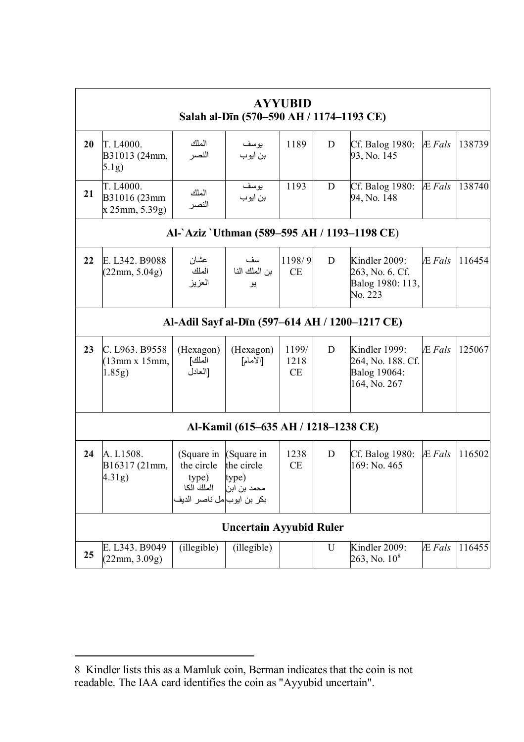| | | | | | | | | |
|---|---|---|---|---|---|---|---|---|
| **AYYUBID**<br>**Salah al-Dīn (570–590 AH / 1174–1193 CE)** | | | | | | | | |
| **20** | T. L4000. B31013 (24mm, 5.1g) | الملك النصر | يوسف بن ايوب | 1189 | D | Cf. Balog 1980: 93, No. 145 | *Æ Fals* | 138739 |
| **21** | T. L4000. B31016 (23mm x 25mm, 5.39g) | الملك النصر | يوسف بن ايوب | 1193 | D | Cf. Balog 1980: 94, No. 148 | *Æ Fals* | 138740 |
| **Al-`Aziz `Uthman (589–595 AH / 1193–1198 CE)** | | | | | | | | |
| **22** | E. L342. B9088 (22mm, 5.04g) | عثان الملك العزيز | سف بن الملك النا يو | 1198/9 CE | D | Kindler 2009: 263, No. 6. Cf. Balog 1980: 113, No. 223 | *Æ Fals* | 116454 |
| **Al-Adil Sayf al-Dīn (597–614 AH / 1200–1217 CE)** | | | | | | | | |
| **23** | C. L963. B9558 (13mm x 15mm, 1.85g) | (Hexagon) [الملك العادل] | (Hexagon) [الامام] | 1199/ 1218 CE | D | Kindler 1999: 264, No. 188. Cf. Balog 19064: 164, No. 267 | *Æ Fals* | 125067 |
| **Al-Kamil (615–635 AH / 1218–1238 CE)** | | | | | | | | |
| **24** | A. L1508. B16317 (21mm, 4.31g) | (Square in the circle type) الملك الكا مل ناصر الديف | (Square in the circle type) محمد بن ابن بكر بن ايوب | 1238 CE | D | Cf. Balog 1980: 169: No. 465 | *Æ Fals* | 116502 |
| **Uncertain Ayyubid Ruler** | | | | | | | | |
| **25** | E. L343. B9049 (22mm, 3.09g) | (illegible) | (illegible) | | U | Kindler 2009: 263, No. 10[8] | *Æ Fals* | 116455 |

8 Kindler lists this as a Mamluk coin, Berman indicates that the coin is not readable. The IAA card identifies the coin as "Ayyubid uncertain".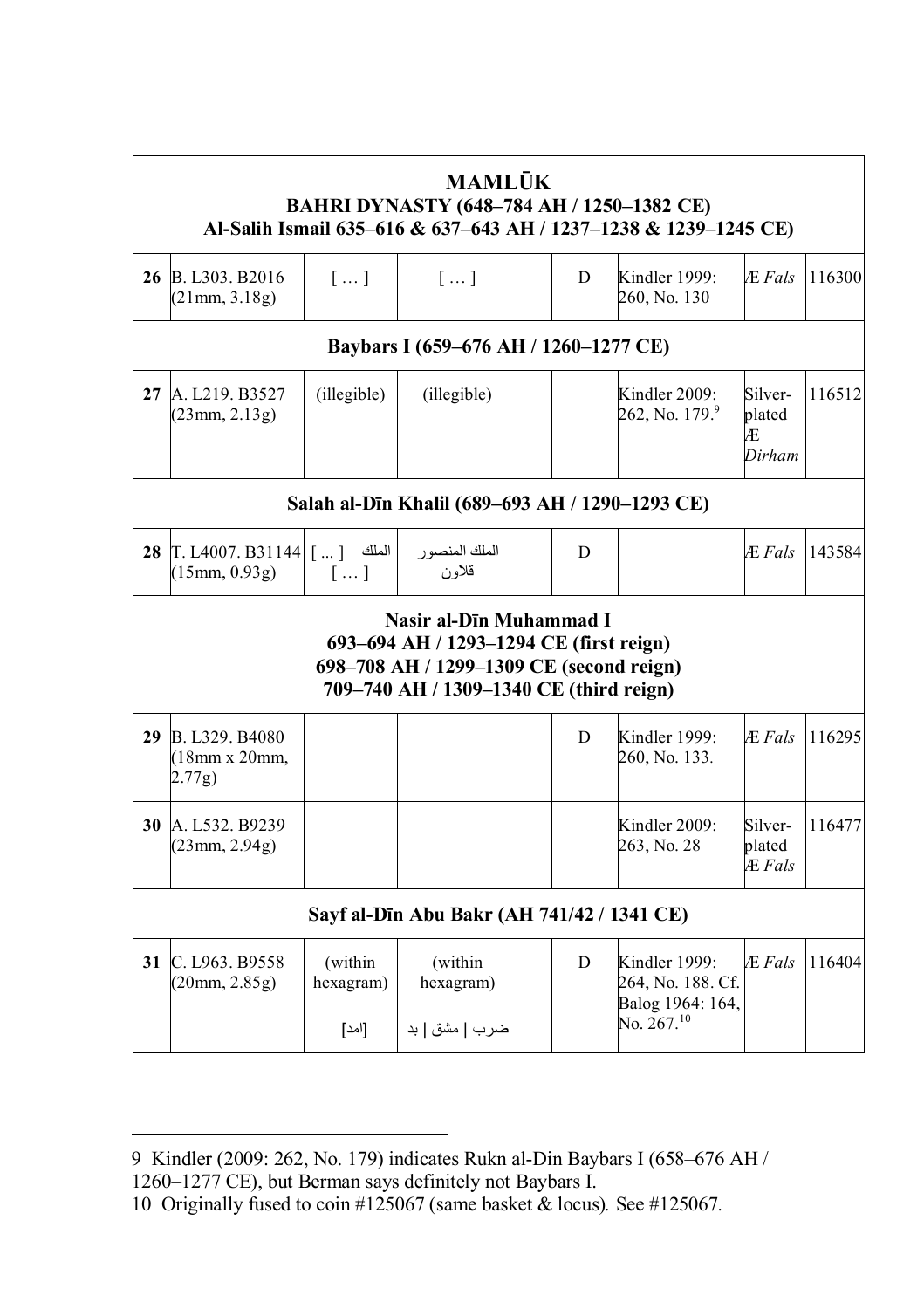| | | | | | | | | |
|---|---|---|---|---|---|---|---|---|
| **MAMLŪK**<br>**BAHRI DYNASTY (648–784 AH / 1250–1382 CE)**<br>**Al-Salih Ismail 635–616 & 637–643 AH / 1237–1238 & 1239–1245 CE)** | | | | | | | | |
| **26** | B. L303. B2016 (21mm, 3.18g) | [ … ] | [ … ] | | D | Kindler 1999: 260, No. 130 | *Æ Fals* | 116300 |
| **Baybars I (659–676 AH / 1260–1277 CE)** | | | | | | | | |
| **27** | A. L219. B3527 (23mm, 2.13g) | (illegible) | (illegible) | | | Kindler 2009: 262, No. 179.[9] | Silver-plated Æ *Dirham* | 116512 |
| **Salah al-Dīn Khalil (689–693 AH / 1290–1293 CE)** | | | | | | | | |
| **28** | T. L4007. B31144 (15mm, 0.93g) | الملك [ ... ] [ … ] | الملك المنصور قلاون | | D | | *Æ Fals* | 143584 |
| **Nasir al-Dīn Muhammad I**<br>**693–694 AH / 1293–1294 CE (first reign)**<br>**698–708 AH / 1299–1309 CE (second reign)**<br>**709–740 AH / 1309–1340 CE (third reign)** | | | | | | | | |
| **29** | B. L329. B4080 (18mm x 20mm, 2.77g) | | | | D | Kindler 1999: 260, No. 133. | *Æ Fals* | 116295 |
| **30** | A. L532. B9239 (23mm, 2.94g) | | | | | Kindler 2009: 263, No. 28 | Silver-plated *Æ Fals* | 116477 |
| **Sayf al-Dīn Abu Bakr (AH 741/42 / 1341 CE)** | | | | | | | | |
| **31** | C. L963. B9558 (20mm, 2.85g) | (within hexagram) [امد] | (within hexagram) ضرب \| مشق \| بد | | D | Kindler 1999: 264, No. 188. Cf. Balog 1964: 164, No. 267.[10] | *Æ Fals* | 116404 |

9 Kindler (2009: 262, No. 179) indicates Rukn al-Din Baybars I (658–676 AH / 1260–1277 CE), but Berman says definitely not Baybars I.

10 Originally fused to coin #125067 (same basket & locus). See #125067.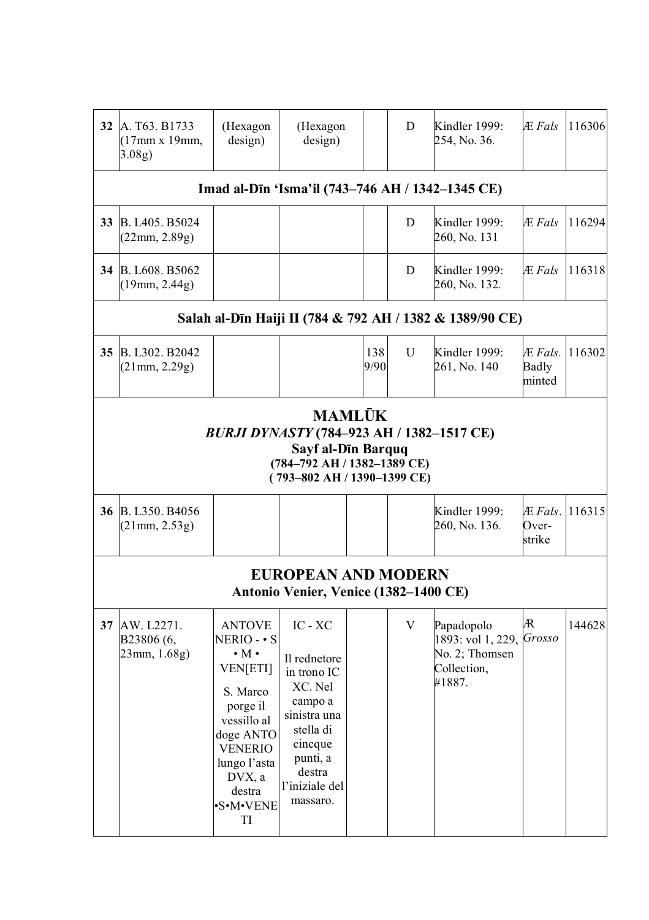| 32 | A. T63. B1733 (17mm x 19mm, 3.08g) | (Hexagon design) | (Hexagon design) | | D | Kindler 1999: 254, No. 36. | *Æ Fals* | 116306 |
|---|---|---|---|---|---|---|---|---|
| **Imad al-Dīn 'Isma'il (743–746 AH / 1342–1345 CE)** | | | | | | | | |
| 33 | B. L405. B5024 (22mm, 2.89g) | | | | D | Kindler 1999: 260, No. 131 | *Æ Fals* | 116294 |
| 34 | B. L608. B5062 (19mm, 2.44g) | | | | D | Kindler 1999: 260, No. 132. | *Æ Fals* | 116318 |
| **Salah al-Dīn Haiji II (784 & 792 AH / 1382 & 1389/90 CE)** | | | | | | | | |
| 35 | B. L302. B2042 (21mm, 2.29g) | | | 1389/90 | U | Kindler 1999: 261, No. 140 | *Æ Fals*. Badly minted | 116302 |
| **MAMLŪK** ***BURJI DYNASTY*** **(784–923 AH / 1382–1517 CE)** **Sayf al-Dīn Barquq** **(784–792 AH / 1382–1389 CE)** **( 793–802 AH / 1390–1399 CE)** | | | | | | | | |
| 36 | B. L350. B4056 (21mm, 2.53g) | | | | | Kindler 1999: 260, No. 136. | *Æ Fals*. Overstrike | 116315 |
| **EUROPEAN AND MODERN** **Antonio Venier, Venice (1382–1400 CE)** | | | | | | | | |
| 37 | AW. L2271. B23806 (6, 23mm, 1.68g) | ANTOVE NERIO - • S • M • VEN[ETI] S. Marco porge il vessillo al doge ANTO VENERIO lungo l'asta DVX, a destra •S•M•VENETI | IC - XC Il rednetore in trono IC XC. Nel campo a sinistra una stella di cincque punti, a destra l'iniziale del massaro. | | V | Papadopolo 1893: vol 1, 229, No. 2; Thomsen Collection, #1887. | AR *Grosso* | 144628 |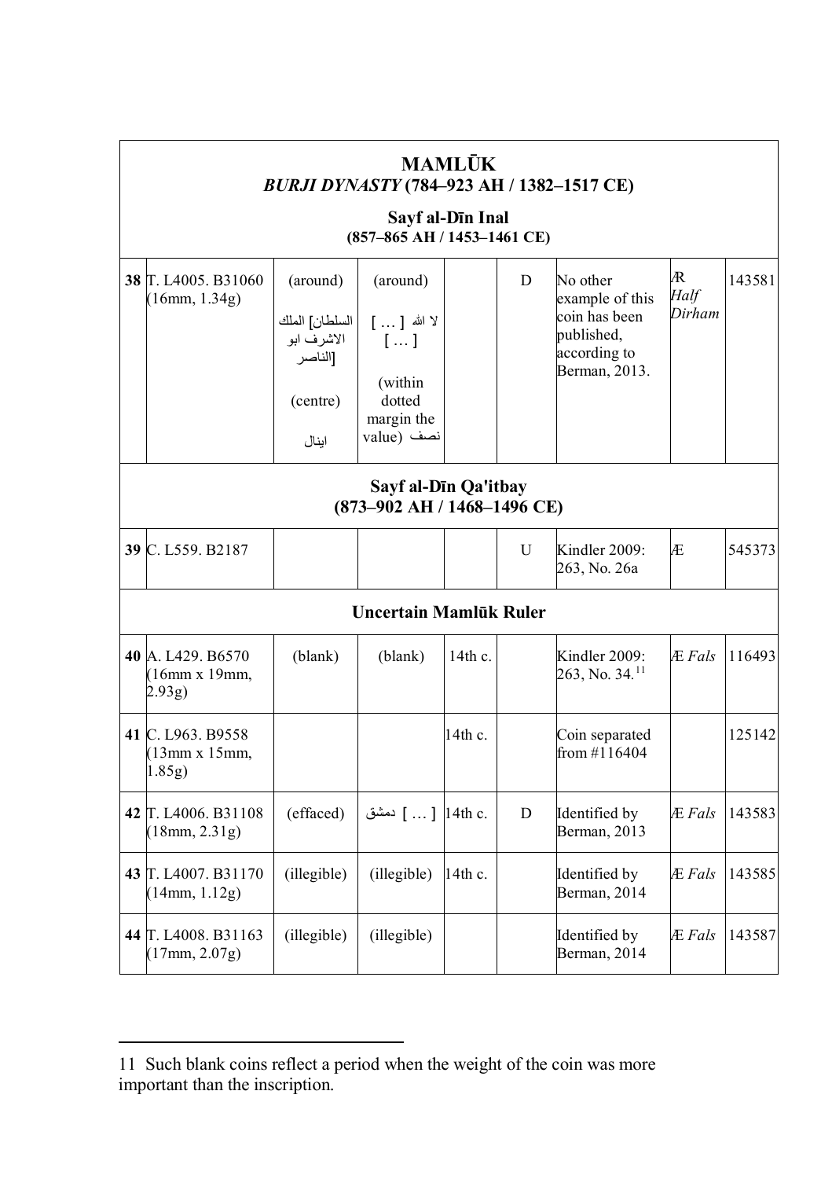| MAMLŪK *BURJI DYNASTY* (784–923 AH / 1382–1517 CE) | | | | | | | | |
|---|---|---|---|---|---|---|---|---|
| **Sayf al-Dīn Inal (857–865 AH / 1453–1461 CE)** | | | | | | | | |
| **38** T. L4005. B31060 (16mm, 1.34g) | (around) السلطان] الملك الاشرف ابو الناصر] (centre) اينال | (around) لا الله [ … ] [ … ] (within dotted margin the value) نصف | | D | No other example of this coin has been published, according to Berman, 2013. | Ʀ *Half Dirham* | 143581 |
| **Sayf al-Dīn Qa'itbay (873–902 AH / 1468–1496 CE)** | | | | | | | | |
| **39** C. L559. B2187 | | | | U | Kindler 2009: 263, No. 26a | Æ | 545373 |
| **Uncertain Mamlūk Ruler** | | | | | | | | |
| **40** A. L429. B6570 (16mm x 19mm, 2.93g) | (blank) | (blank) | 14th c. | | Kindler 2009: 263, No. 34.[11] | Æ *Fals* | 116493 |
| **41** C. L963. B9558 (13mm x 15mm, 1.85g) | | | 14th c. | | Coin separated from #116404 | | 125142 |
| **42** T. L4006. B31108 (18mm, 2.31g) | (effaced) | دمشق [ … ] | 14th c. | D | Identified by Berman, 2013 | Æ *Fals* | 143583 |
| **43** T. L4007. B31170 (14mm, 1.12g) | (illegible) | (illegible) | 14th c. | | Identified by Berman, 2014 | Æ *Fals* | 143585 |
| **44** T. L4008. B31163 (17mm, 2.07g) | (illegible) | (illegible) | | | Identified by Berman, 2014 | Æ *Fals* | 143587 |

11 Such blank coins reflect a period when the weight of the coin was more important than the inscription.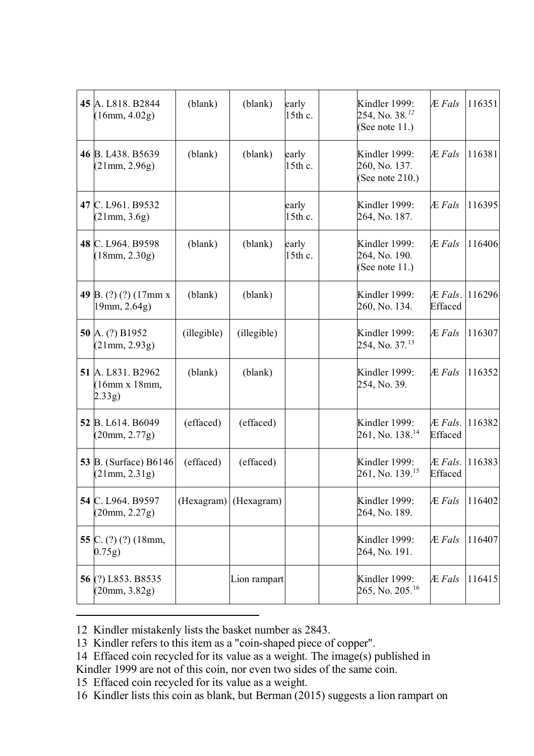| | | | | | | | | |
|---|---|---|---|---|---|---|---|---|
| **45** | A. L818. B2844 (16mm, 4.02g) | (blank) | (blank) | early 15th c. | | Kindler 1999: 254, No. 38.[12] (See note 11.) | *Æ Fals* | 116351 |
| **46** | B. L438. B5639 (21mm, 2.96g) | (blank) | (blank) | early 15th c. | | Kindler 1999: 260, No. 137. (See note 210.) | *Æ Fals* | 116381 |
| **47** | C. L961. B9532 (21mm, 3.6g) | | | early 15th c. | | Kindler 1999: 264, No. 187. | *Æ Fals* | 116395 |
| **48** | C. L964. B9598 (18mm, 2.30g) | (blank) | (blank) | early 15th c. | | Kindler 1999: 264, No. 190. (See note 11.) | *Æ Fals* | 116406 |
| **49** | B. (?) (?) (17mm x 19mm, 2.64g) | (blank) | (blank) | | | Kindler 1999: 260, No. 134. | *Æ Fals*. Effaced | 116296 |
| **50** | A. (?) B1952 (21mm, 2.93g) | (illegible) | (illegible) | | | Kindler 1999: 254, No. 37.[13] | *Æ Fals* | 116307 |
| **51** | A. L831. B2962 (16mm x 18mm, 2.33g) | (blank) | (blank) | | | Kindler 1999: 254, No. 39. | *Æ Fals* | 116352 |
| **52** | B. L614. B6049 (20mm, 2.77g) | (effaced) | (effaced) | | | Kindler 1999: 261, No. 138.[14] | *Æ Fals*. Effaced | 116382 |
| **53** | B. (Surface) B6146 (21mm, 2.31g) | (effaced) | (effaced) | | | Kindler 1999: 261, No. 139.[15] | *Æ Fals*. Effaced | 116383 |
| **54** | C. L964. B9597 (20mm, 2.27g) | (Hexagram) | (Hexagram) | | | Kindler 1999: 264, No. 189. | *Æ Fals* | 116402 |
| **55** | C. (?) (?) (18mm, 0.75g) | | | | | Kindler 1999: 264, No. 191. | *Æ Fals* | 116407 |
| **56** | (?) L853. B8535 (20mm, 3.82g) | | Lion rampart | | | Kindler 1999: 265, No. 205.[16] | *Æ Fals* | 116415 |

12 Kindler mistakenly lists the basket number as 2843.

13 Kindler refers to this item as a "coin-shaped piece of copper".

14 Effaced coin recycled for its value as a weight. The image(s) published in Kindler 1999 are not of this coin, nor even two sides of the same coin.

15 Effaced coin recycled for its value as a weight.

16 Kindler lists this coin as blank, but Berman (2015) suggests a lion rampart on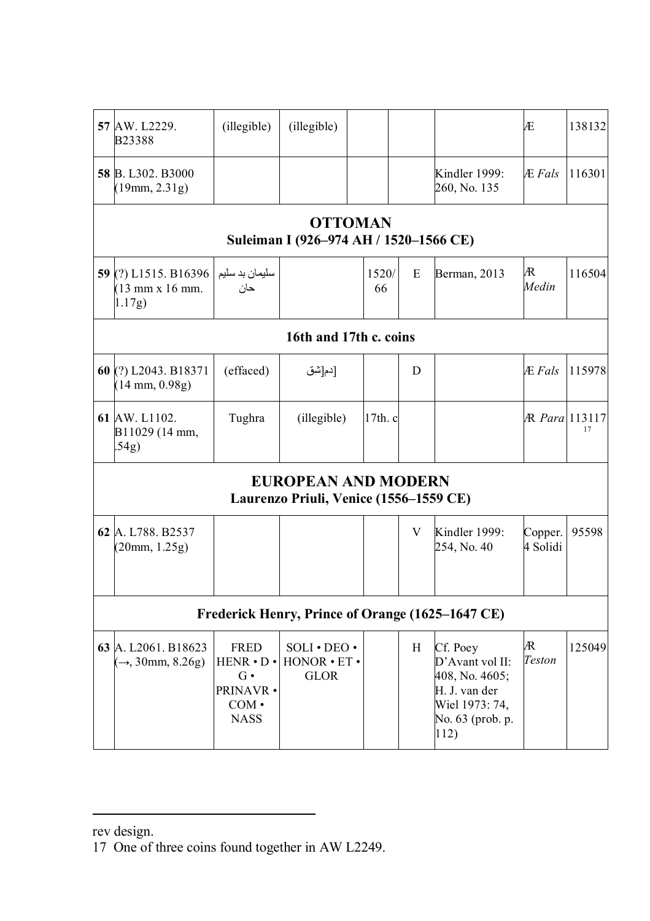| | | | | | | | | |
|---|---|---|---|---|---|---|---|---|
| **57** | AW. L2229. B23388 | (illegible) | (illegible) | | | | Æ | 138132 |
| **58** | B. L302. B3000 (19mm, 2.31g) | | | | | Kindler 1999: 260, No. 135 | Æ *Fals* | 116301 |
| | | | **OTTOMAN** Suleiman I (926–974 AH / 1520–1566 CE) | | | | | |
| **59** | (?) L1515. B16396 (13 mm x 16 mm. 1.17g) | سليمان بد سليم حان | | 1520/66 | E | Berman, 2013 | Ꝛ *Medin* | 116504 |
| | | | **16th and 17th c. coins** | | | | | |
| **60** | (?) L2043. B18371 (14 mm, 0.98g) | (effaced) | [دم]شق | | D | | Æ *Fals* | 115978 |
| **61** | AW. L1102. B11029 (14 mm, .54g) | Tughra | (illegible) | 17th. c | | | Ꝛ *Para* | 113117[17] |
| | | | **EUROPEAN AND MODERN** Laurenzo Priuli, Venice (1556–1559 CE) | | | | | |
| **62** | A. L788. B2537 (20mm, 1.25g) | | | | V | Kindler 1999: 254, No. 40 | Copper. 4 Solidi | 95598 |
| | | | **Frederick Henry, Prince of Orange (1625–1647 CE)** | | | | | |
| **63** | A. L2061. B18623 (→, 30mm, 8.26g) | FRED HENR • D • G • PRINAVR • COM • NASS | SOLI • DEO • HONOR • ET • GLOR | | H | Cf. Poey D'Avant vol II: 408, No. 4605; H. J. van der Wiel 1973: 74, No. 63 (prob. p. 112) | Ꝛ *Teston* | 125049 |

rev design.

17 One of three coins found together in AW L2249.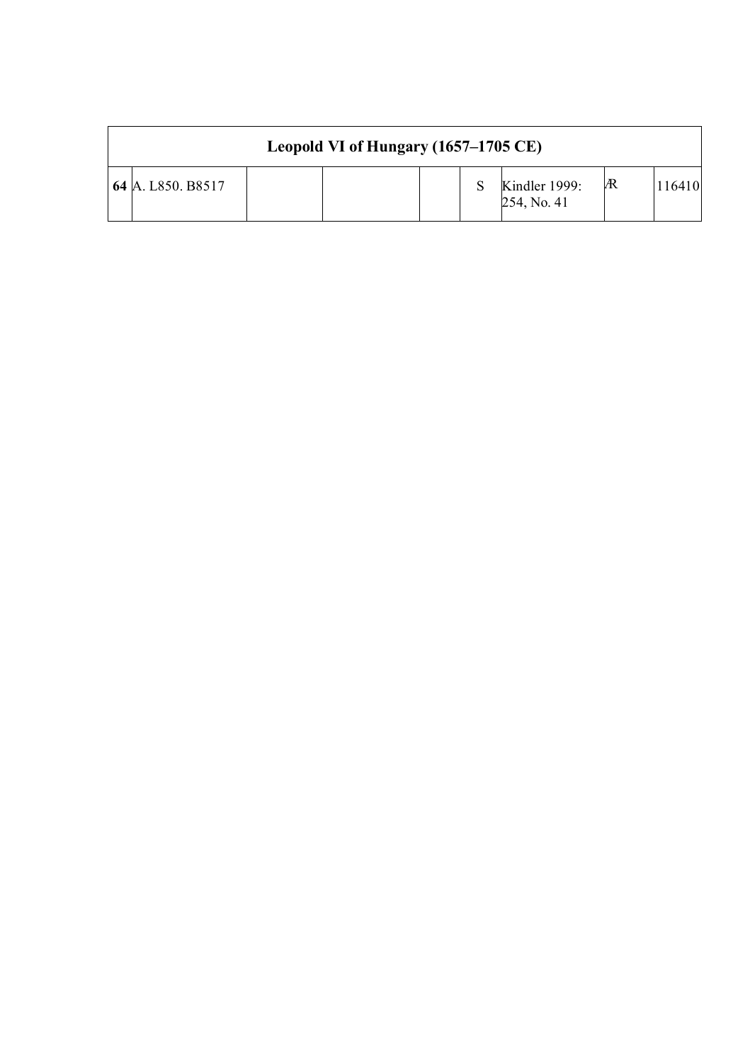| | | | | | | | | |
|---|---|---|---|---|---|---|---|---|
| **Leopold VI of Hungary (1657–1705 CE)** | | | | | | | | |
| **64** | A. L850. B8517 | | | | S | Kindler 1999: 254, No. 41 | Æ | 116410 |